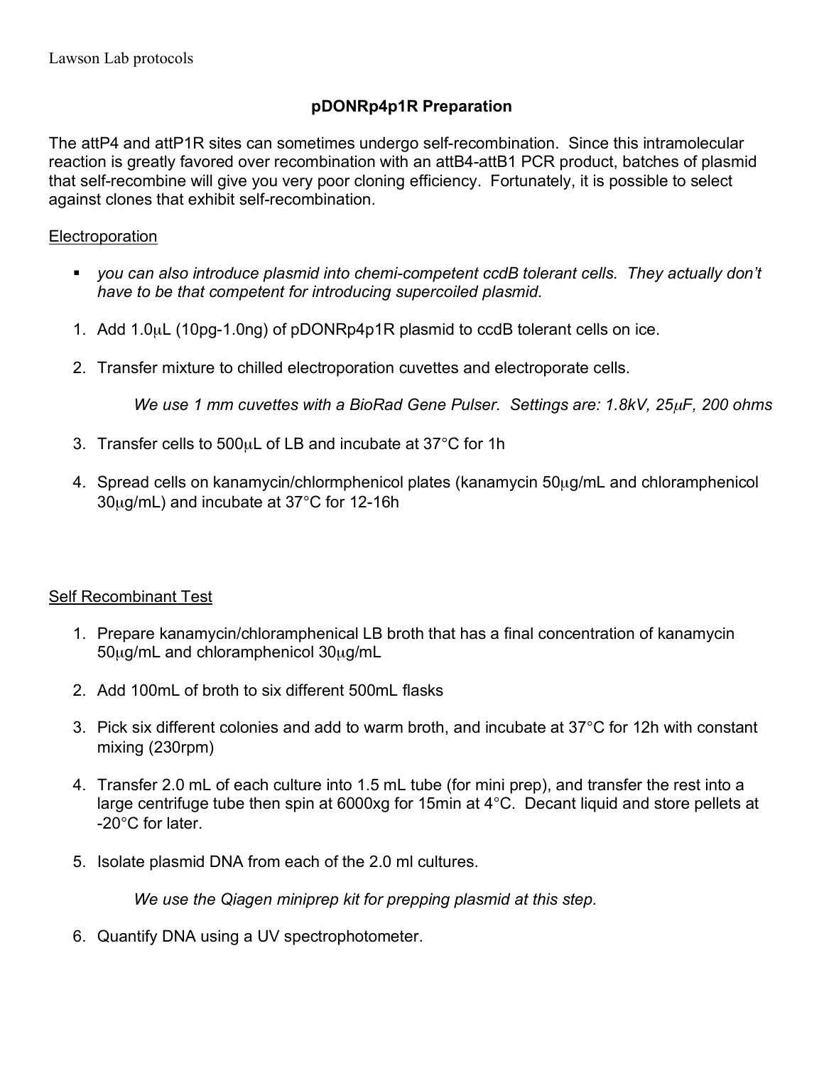Lawson Lab protocols

## pDONRp4p1R Preparation

The attP4 and attP1R sites can sometimes undergo self-recombination. Since this intramolecular reaction is greatly favored over recombination with an attB4-attB1 PCR product, batches of plasmid that self-recombine will give you very poor cloning efficiency. Fortunately, it is possible to select against clones that exhibit self-recombination.

### Electroporation

- *you can also introduce plasmid into chemi-competent ccdB tolerant cells. They actually don't have to be that competent for introducing supercoiled plasmid.*

1. Add 1.0μL (10pg-1.0ng) of pDONRp4p1R plasmid to ccdB tolerant cells on ice.

2. Transfer mixture to chilled electroporation cuvettes and electroporate cells.

    *We use 1 mm cuvettes with a BioRad Gene Pulser. Settings are: 1.8kV, 25μF, 200 ohms*

3. Transfer cells to 500μL of LB and incubate at 37°C for 1h

4. Spread cells on kanamycin/chlormphenicol plates (kanamycin 50μg/mL and chloramphenicol 30μg/mL) and incubate at 37°C for 12-16h

### Self Recombinant Test

1. Prepare kanamycin/chloramphenical LB broth that has a final concentration of kanamycin 50μg/mL and chloramphenicol 30μg/mL

2. Add 100mL of broth to six different 500mL flasks

3. Pick six different colonies and add to warm broth, and incubate at 37°C for 12h with constant mixing (230rpm)

4. Transfer 2.0 mL of each culture into 1.5 mL tube (for mini prep), and transfer the rest into a large centrifuge tube then spin at 6000xg for 15min at 4°C. Decant liquid and store pellets at -20°C for later.

5. Isolate plasmid DNA from each of the 2.0 ml cultures.

    *We use the Qiagen miniprep kit for prepping plasmid at this step.*

6. Quantify DNA using a UV spectrophotometer.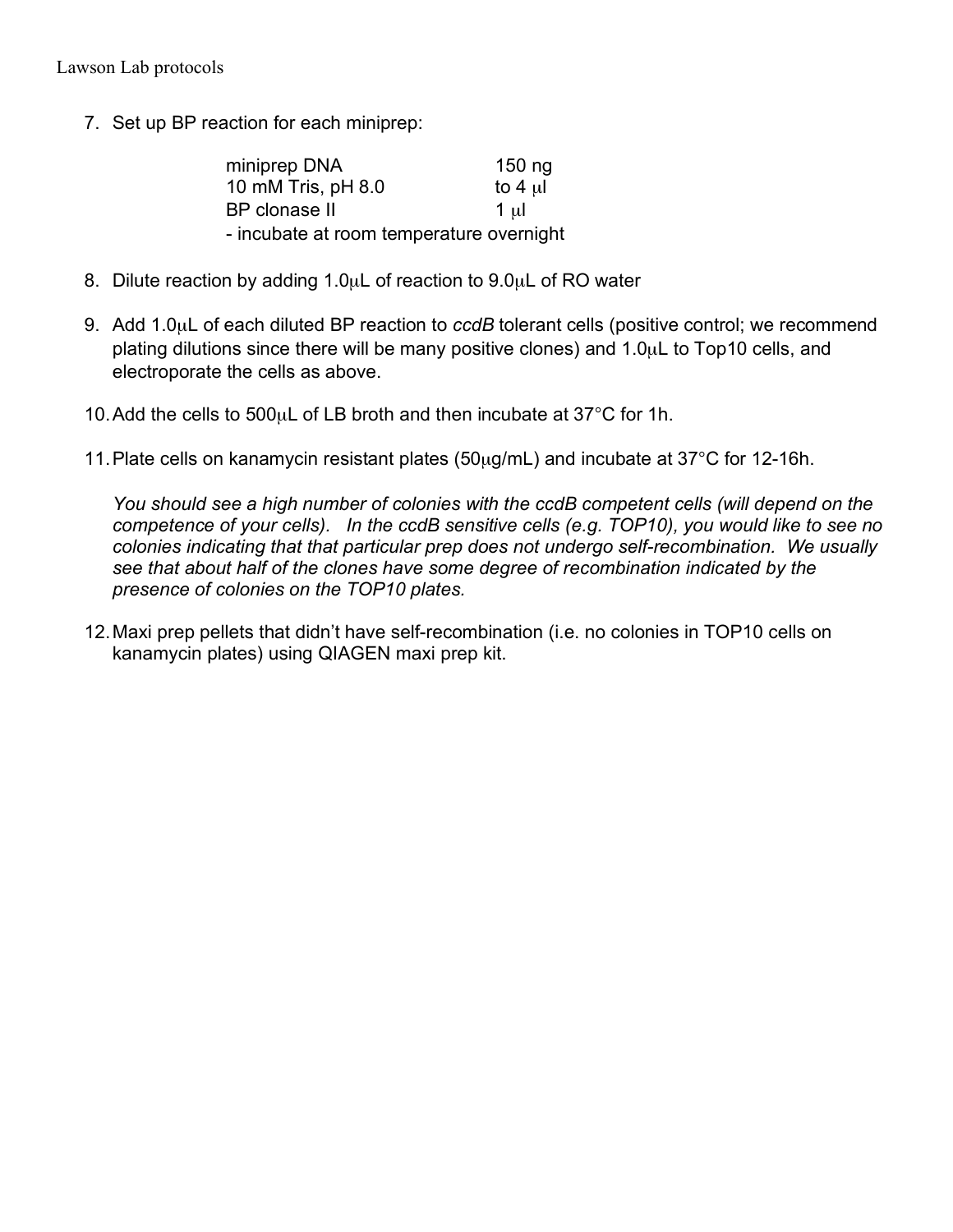7. Set up BP reaction for each miniprep:

| | |
|---|---|
| miniprep DNA | 150 ng |
| 10 mM Tris, pH 8.0 | to 4 μl |
| BP clonase II | 1 μl |

   - incubate at room temperature overnight

8. Dilute reaction by adding 1.0μL of reaction to 9.0μL of RO water

9. Add 1.0μL of each diluted BP reaction to *ccdB* tolerant cells (positive control; we recommend plating dilutions since there will be many positive clones) and 1.0μL to Top10 cells, and electroporate the cells as above.

10. Add the cells to 500μL of LB broth and then incubate at 37°C for 1h.

11. Plate cells on kanamycin resistant plates (50μg/mL) and incubate at 37°C for 12-16h.

    *You should see a high number of colonies with the ccdB competent cells (will depend on the competence of your cells). In the ccdB sensitive cells (e.g. TOP10), you would like to see no colonies indicating that that particular prep does not undergo self-recombination. We usually see that about half of the clones have some degree of recombination indicated by the presence of colonies on the TOP10 plates.*

12. Maxi prep pellets that didn't have self-recombination (i.e. no colonies in TOP10 cells on kanamycin plates) using QIAGEN maxi prep kit.